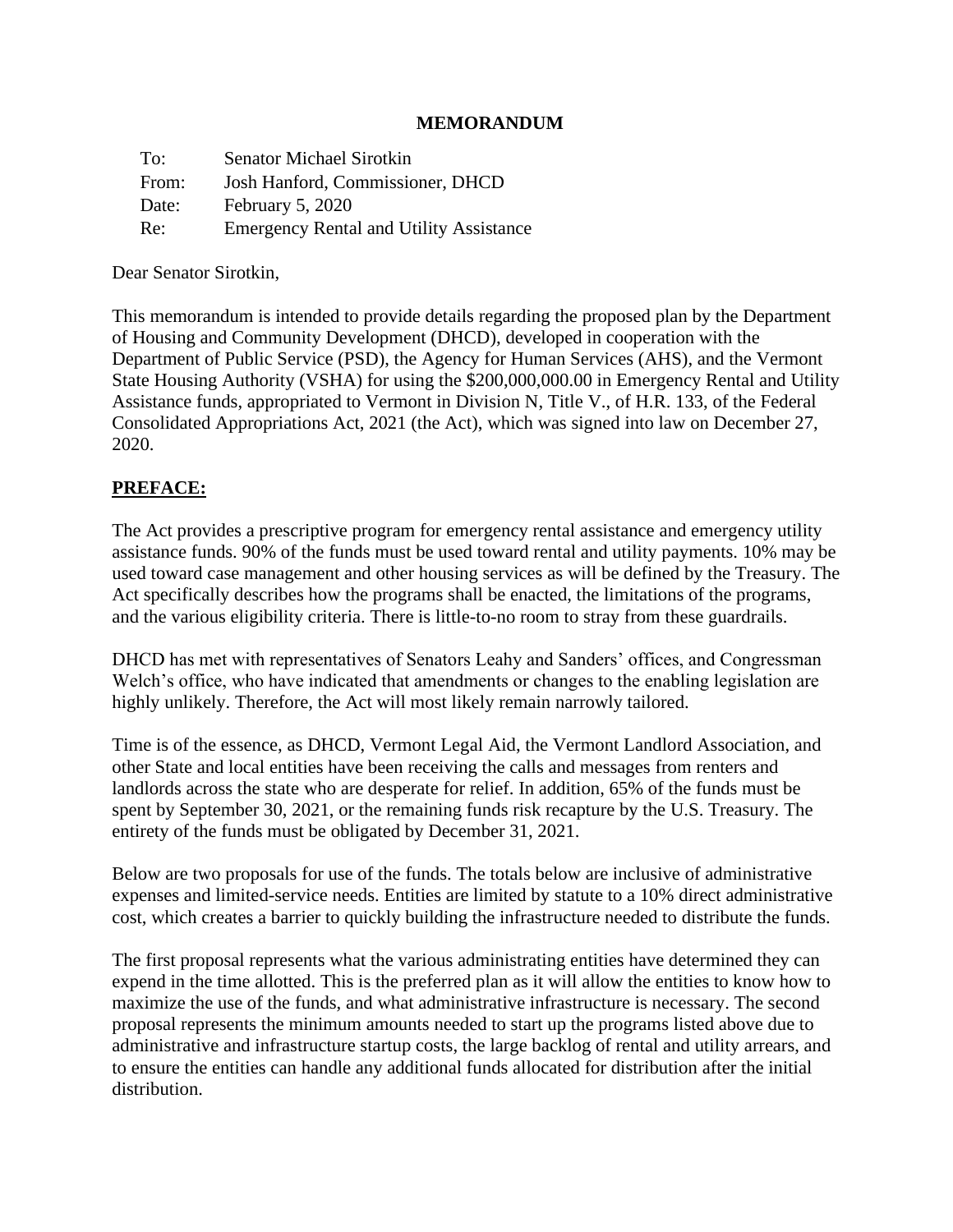**MEMORANDUM**

| | |
|---|---|
| To: | Senator Michael Sirotkin |
| From: | Josh Hanford, Commissioner, DHCD |
| Date: | February 5, 2020 |
| Re: | Emergency Rental and Utility Assistance |

Dear Senator Sirotkin,

This memorandum is intended to provide details regarding the proposed plan by the Department of Housing and Community Development (DHCD), developed in cooperation with the Department of Public Service (PSD), the Agency for Human Services (AHS), and the Vermont State Housing Authority (VSHA) for using the $200,000,000.00 in Emergency Rental and Utility Assistance funds, appropriated to Vermont in Division N, Title V., of H.R. 133, of the Federal Consolidated Appropriations Act, 2021 (the Act), which was signed into law on December 27, 2020.

## **PREFACE:**

The Act provides a prescriptive program for emergency rental assistance and emergency utility assistance funds. 90% of the funds must be used toward rental and utility payments. 10% may be used toward case management and other housing services as will be defined by the Treasury. The Act specifically describes how the programs shall be enacted, the limitations of the programs, and the various eligibility criteria. There is little-to-no room to stray from these guardrails.

DHCD has met with representatives of Senators Leahy and Sanders' offices, and Congressman Welch's office, who have indicated that amendments or changes to the enabling legislation are highly unlikely. Therefore, the Act will most likely remain narrowly tailored.

Time is of the essence, as DHCD, Vermont Legal Aid, the Vermont Landlord Association, and other State and local entities have been receiving the calls and messages from renters and landlords across the state who are desperate for relief. In addition, 65% of the funds must be spent by September 30, 2021, or the remaining funds risk recapture by the U.S. Treasury. The entirety of the funds must be obligated by December 31, 2021.

Below are two proposals for use of the funds. The totals below are inclusive of administrative expenses and limited-service needs. Entities are limited by statute to a 10% direct administrative cost, which creates a barrier to quickly building the infrastructure needed to distribute the funds.

The first proposal represents what the various administrating entities have determined they can expend in the time allotted. This is the preferred plan as it will allow the entities to know how to maximize the use of the funds, and what administrative infrastructure is necessary. The second proposal represents the minimum amounts needed to start up the programs listed above due to administrative and infrastructure startup costs, the large backlog of rental and utility arrears, and to ensure the entities can handle any additional funds allocated for distribution after the initial distribution.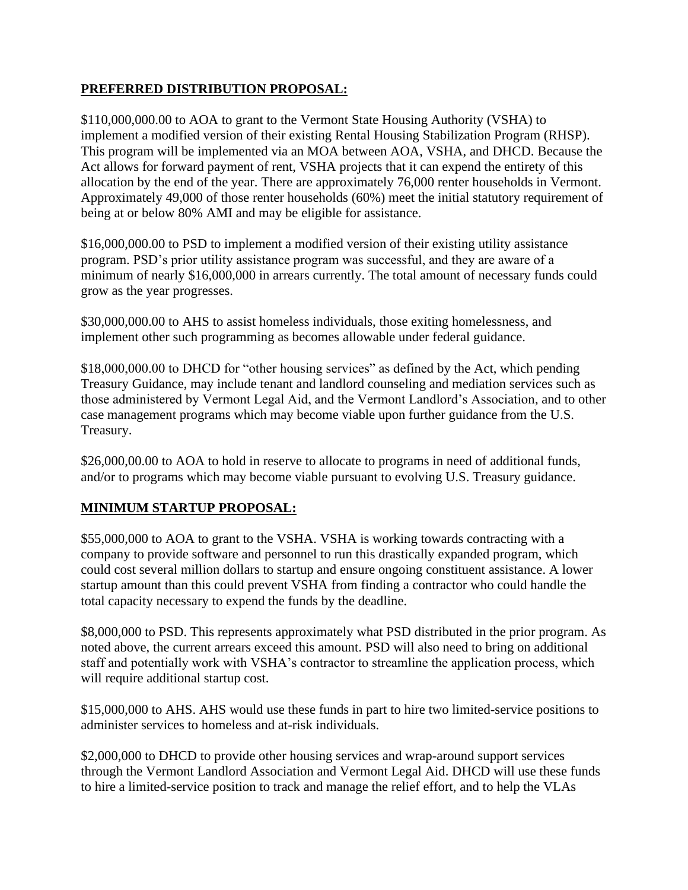## PREFERRED DISTRIBUTION PROPOSAL:

$110,000,000.00 to AOA to grant to the Vermont State Housing Authority (VSHA) to implement a modified version of their existing Rental Housing Stabilization Program (RHSP). This program will be implemented via an MOA between AOA, VSHA, and DHCD. Because the Act allows for forward payment of rent, VSHA projects that it can expend the entirety of this allocation by the end of the year. There are approximately 76,000 renter households in Vermont. Approximately 49,000 of those renter households (60%) meet the initial statutory requirement of being at or below 80% AMI and may be eligible for assistance.

$16,000,000.00 to PSD to implement a modified version of their existing utility assistance program. PSD's prior utility assistance program was successful, and they are aware of a minimum of nearly $16,000,000 in arrears currently. The total amount of necessary funds could grow as the year progresses.

$30,000,000.00 to AHS to assist homeless individuals, those exiting homelessness, and implement other such programming as becomes allowable under federal guidance.

$18,000,000.00 to DHCD for "other housing services" as defined by the Act, which pending Treasury Guidance, may include tenant and landlord counseling and mediation services such as those administered by Vermont Legal Aid, and the Vermont Landlord's Association, and to other case management programs which may become viable upon further guidance from the U.S. Treasury.

$26,000,00.00 to AOA to hold in reserve to allocate to programs in need of additional funds, and/or to programs which may become viable pursuant to evolving U.S. Treasury guidance.

## MINIMUM STARTUP PROPOSAL:

$55,000,000 to AOA to grant to the VSHA. VSHA is working towards contracting with a company to provide software and personnel to run this drastically expanded program, which could cost several million dollars to startup and ensure ongoing constituent assistance. A lower startup amount than this could prevent VSHA from finding a contractor who could handle the total capacity necessary to expend the funds by the deadline.

$8,000,000 to PSD. This represents approximately what PSD distributed in the prior program. As noted above, the current arrears exceed this amount. PSD will also need to bring on additional staff and potentially work with VSHA's contractor to streamline the application process, which will require additional startup cost.

$15,000,000 to AHS. AHS would use these funds in part to hire two limited-service positions to administer services to homeless and at-risk individuals.

$2,000,000 to DHCD to provide other housing services and wrap-around support services through the Vermont Landlord Association and Vermont Legal Aid. DHCD will use these funds to hire a limited-service position to track and manage the relief effort, and to help the VLAs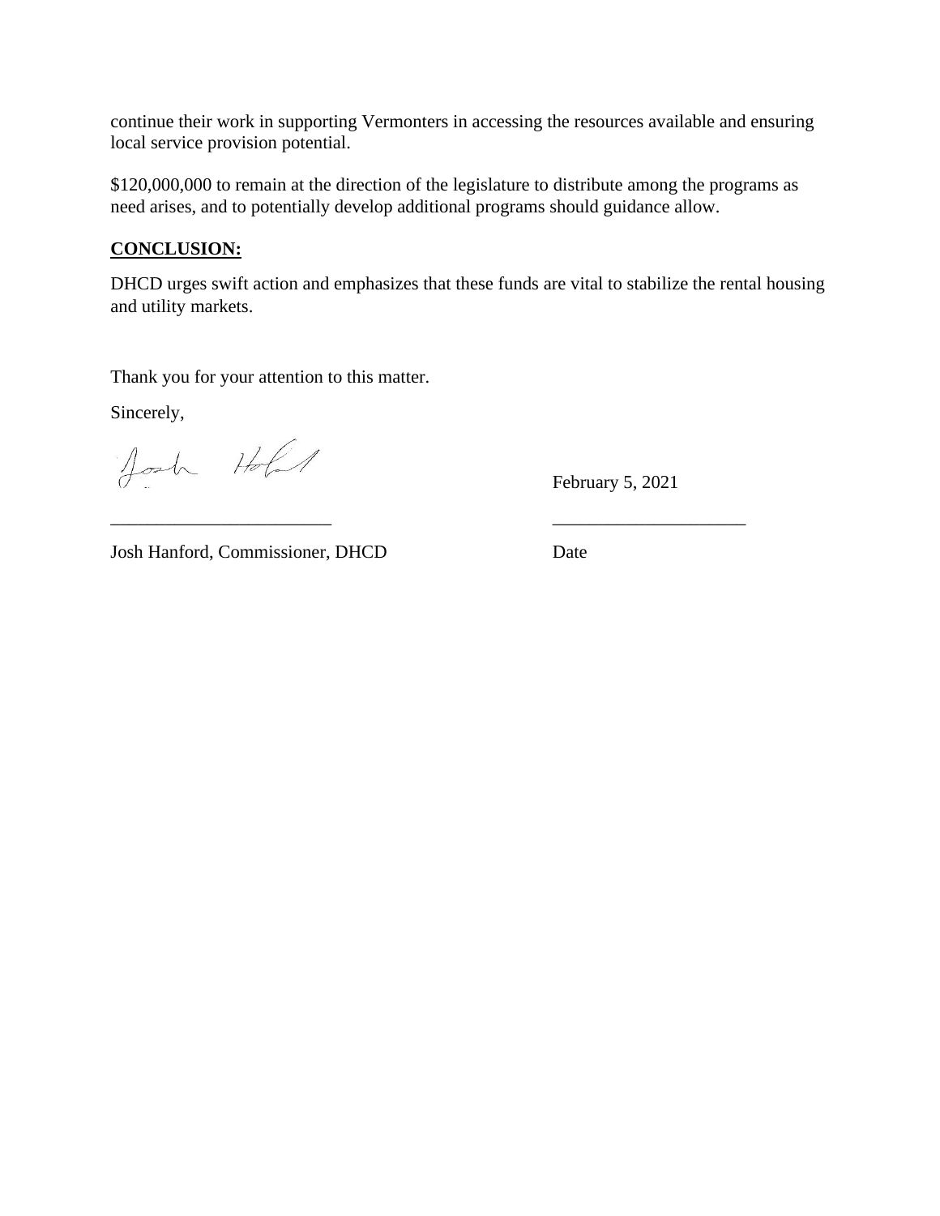continue their work in supporting Vermonters in accessing the resources available and ensuring local service provision potential.

$120,000,000 to remain at the direction of the legislature to distribute among the programs as need arises, and to potentially develop additional programs should guidance allow.

**CONCLUSION:**

DHCD urges swift action and emphasizes that these funds are vital to stabilize the rental housing and utility markets.

Thank you for your attention to this matter.

Sincerely,

February 5, 2021

________________________ ____________________

Josh Hanford, Commissioner, DHCD Date